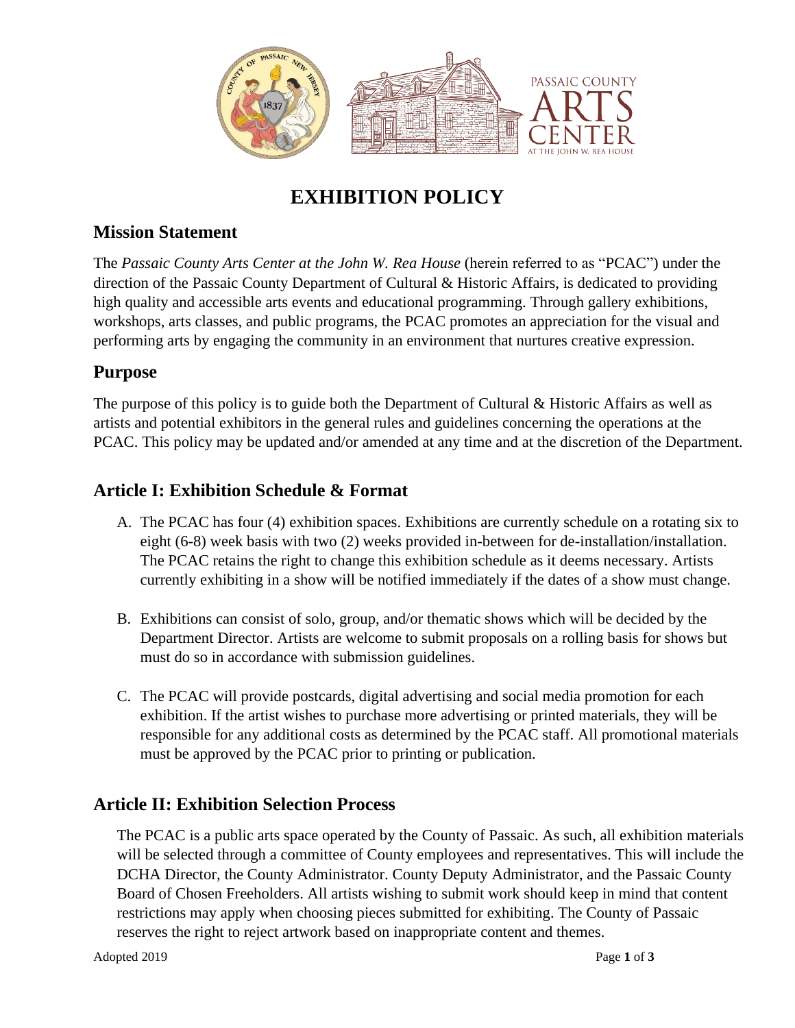PASSAIC COUNTY ARTS CENTER AT THE JOHN W. REA HOUSE

# EXHIBITION POLICY

## Mission Statement

The *Passaic County Arts Center at the John W. Rea House* (herein referred to as "PCAC") under the direction of the Passaic County Department of Cultural & Historic Affairs, is dedicated to providing high quality and accessible arts events and educational programming. Through gallery exhibitions, workshops, arts classes, and public programs, the PCAC promotes an appreciation for the visual and performing arts by engaging the community in an environment that nurtures creative expression.

## Purpose

The purpose of this policy is to guide both the Department of Cultural & Historic Affairs as well as artists and potential exhibitors in the general rules and guidelines concerning the operations at the PCAC. This policy may be updated and/or amended at any time and at the discretion of the Department.

## Article I: Exhibition Schedule & Format

A. The PCAC has four (4) exhibition spaces. Exhibitions are currently schedule on a rotating six to eight (6-8) week basis with two (2) weeks provided in-between for de-installation/installation. The PCAC retains the right to change this exhibition schedule as it deems necessary. Artists currently exhibiting in a show will be notified immediately if the dates of a show must change.

B. Exhibitions can consist of solo, group, and/or thematic shows which will be decided by the Department Director. Artists are welcome to submit proposals on a rolling basis for shows but must do so in accordance with submission guidelines.

C. The PCAC will provide postcards, digital advertising and social media promotion for each exhibition. If the artist wishes to purchase more advertising or printed materials, they will be responsible for any additional costs as determined by the PCAC staff. All promotional materials must be approved by the PCAC prior to printing or publication.

## Article II: Exhibition Selection Process

The PCAC is a public arts space operated by the County of Passaic. As such, all exhibition materials will be selected through a committee of County employees and representatives. This will include the DCHA Director, the County Administrator. County Deputy Administrator, and the Passaic County Board of Chosen Freeholders. All artists wishing to submit work should keep in mind that content restrictions may apply when choosing pieces submitted for exhibiting. The County of Passaic reserves the right to reject artwork based on inappropriate content and themes.

Adopted 2019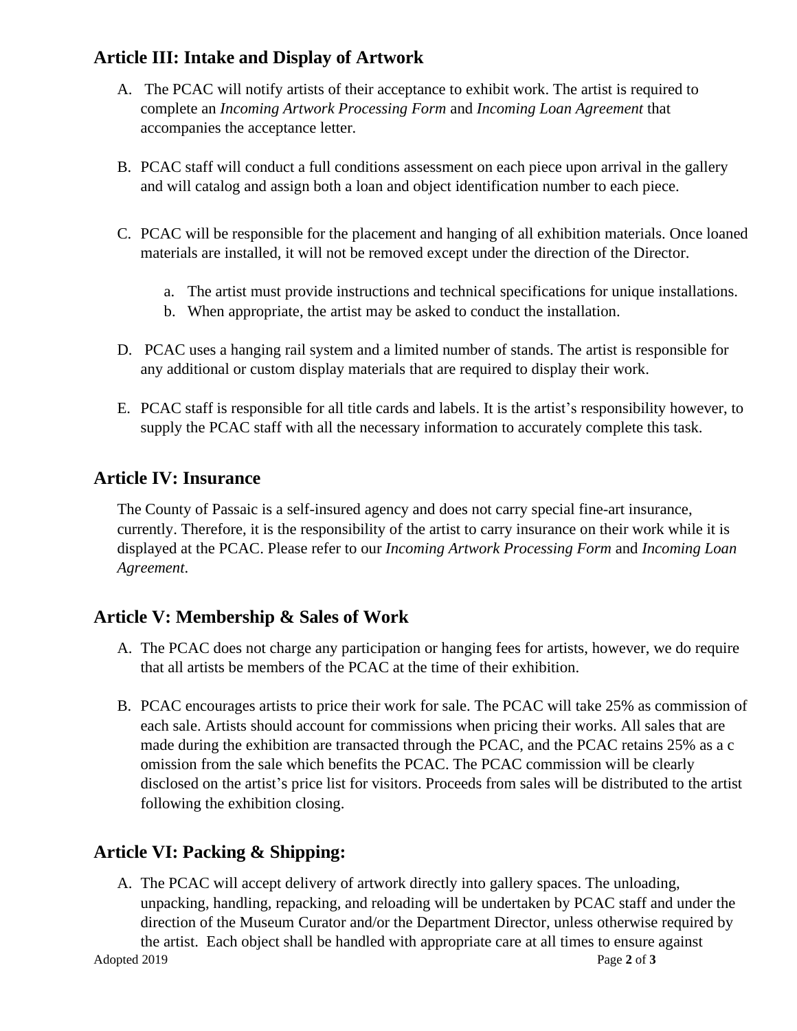## Article III: Intake and Display of Artwork

A. The PCAC will notify artists of their acceptance to exhibit work. The artist is required to complete an *Incoming Artwork Processing Form* and *Incoming Loan Agreement* that accompanies the acceptance letter.

B. PCAC staff will conduct a full conditions assessment on each piece upon arrival in the gallery and will catalog and assign both a loan and object identification number to each piece.

C. PCAC will be responsible for the placement and hanging of all exhibition materials. Once loaned materials are installed, it will not be removed except under the direction of the Director.

   a. The artist must provide instructions and technical specifications for unique installations.
   b. When appropriate, the artist may be asked to conduct the installation.

D. PCAC uses a hanging rail system and a limited number of stands. The artist is responsible for any additional or custom display materials that are required to display their work.

E. PCAC staff is responsible for all title cards and labels. It is the artist's responsibility however, to supply the PCAC staff with all the necessary information to accurately complete this task.

## Article IV: Insurance

The County of Passaic is a self-insured agency and does not carry special fine-art insurance, currently. Therefore, it is the responsibility of the artist to carry insurance on their work while it is displayed at the PCAC. Please refer to our *Incoming Artwork Processing Form* and *Incoming Loan Agreement*.

## Article V: Membership & Sales of Work

A. The PCAC does not charge any participation or hanging fees for artists, however, we do require that all artists be members of the PCAC at the time of their exhibition.

B. PCAC encourages artists to price their work for sale. The PCAC will take 25% as commission of each sale. Artists should account for commissions when pricing their works. All sales that are made during the exhibition are transacted through the PCAC, and the PCAC retains 25% as a c omission from the sale which benefits the PCAC. The PCAC commission will be clearly disclosed on the artist's price list for visitors. Proceeds from sales will be distributed to the artist following the exhibition closing.

## Article VI: Packing & Shipping:

A. The PCAC will accept delivery of artwork directly into gallery spaces. The unloading, unpacking, handling, repacking, and reloading will be undertaken by PCAC staff and under the direction of the Museum Curator and/or the Department Director, unless otherwise required by the artist. Each object shall be handled with appropriate care at all times to ensure against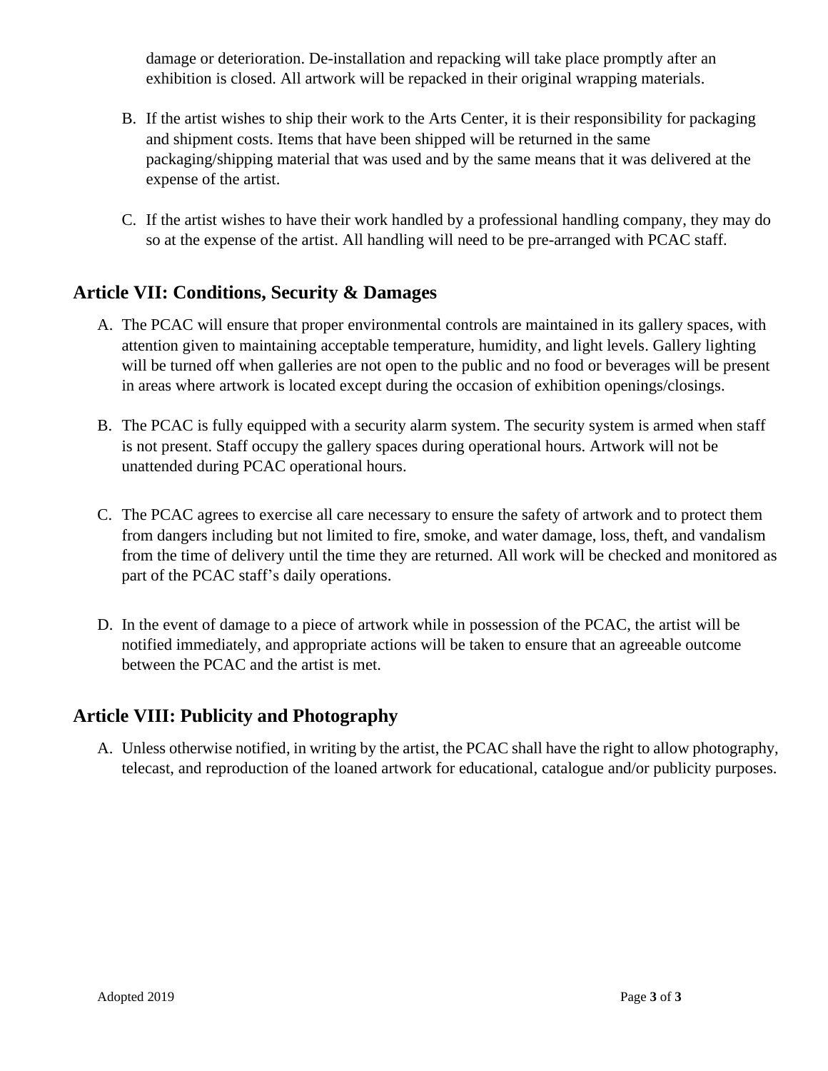damage or deterioration. De-installation and repacking will take place promptly after an exhibition is closed. All artwork will be repacked in their original wrapping materials.

B. If the artist wishes to ship their work to the Arts Center, it is their responsibility for packaging and shipment costs. Items that have been shipped will be returned in the same packaging/shipping material that was used and by the same means that it was delivered at the expense of the artist.

C. If the artist wishes to have their work handled by a professional handling company, they may do so at the expense of the artist. All handling will need to be pre-arranged with PCAC staff.

## Article VII: Conditions, Security & Damages

A. The PCAC will ensure that proper environmental controls are maintained in its gallery spaces, with attention given to maintaining acceptable temperature, humidity, and light levels. Gallery lighting will be turned off when galleries are not open to the public and no food or beverages will be present in areas where artwork is located except during the occasion of exhibition openings/closings.

B. The PCAC is fully equipped with a security alarm system. The security system is armed when staff is not present. Staff occupy the gallery spaces during operational hours. Artwork will not be unattended during PCAC operational hours.

C. The PCAC agrees to exercise all care necessary to ensure the safety of artwork and to protect them from dangers including but not limited to fire, smoke, and water damage, loss, theft, and vandalism from the time of delivery until the time they are returned. All work will be checked and monitored as part of the PCAC staff's daily operations.

D. In the event of damage to a piece of artwork while in possession of the PCAC, the artist will be notified immediately, and appropriate actions will be taken to ensure that an agreeable outcome between the PCAC and the artist is met.

## Article VIII: Publicity and Photography

A. Unless otherwise notified, in writing by the artist, the PCAC shall have the right to allow photography, telecast, and reproduction of the loaned artwork for educational, catalogue and/or publicity purposes.

Adopted 2019